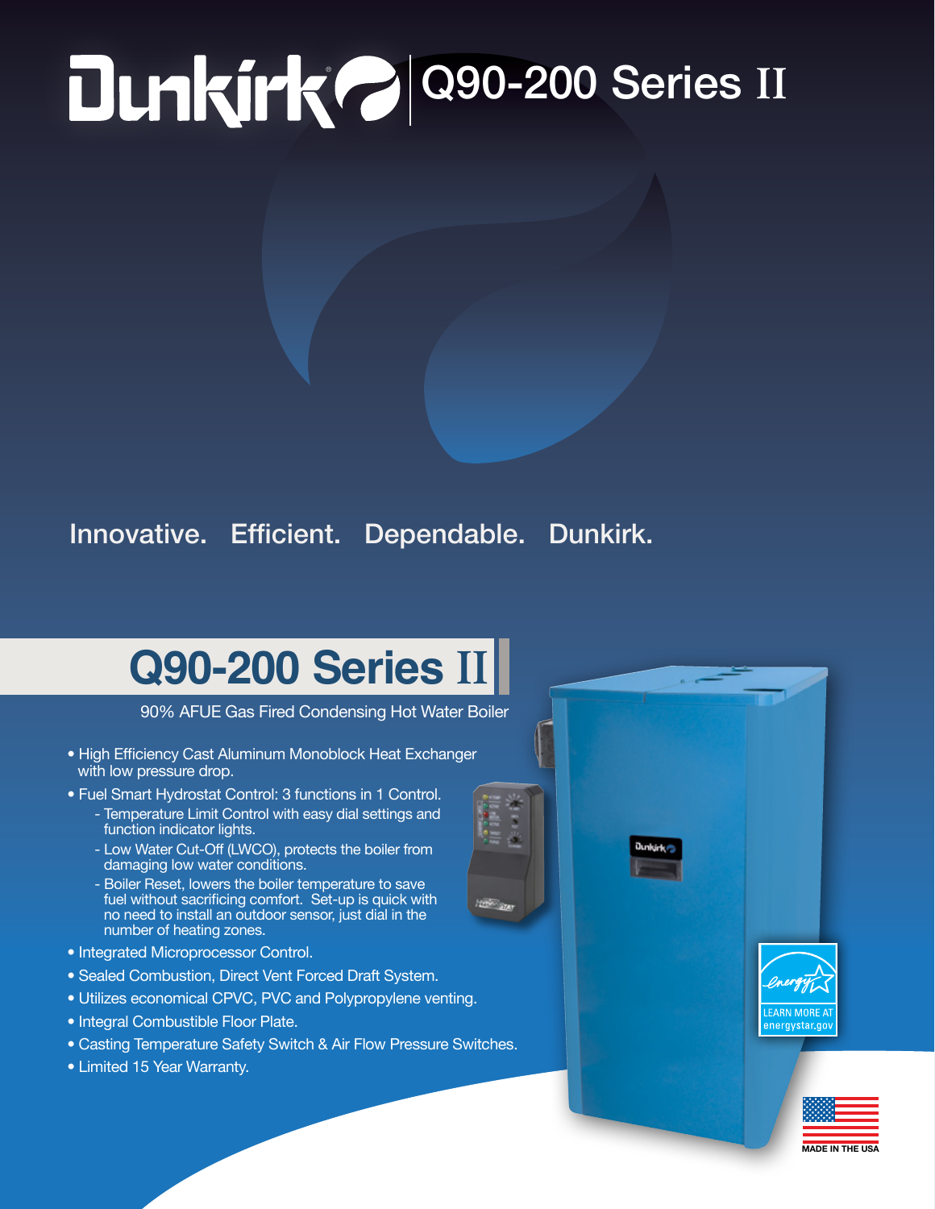# Dunkirk | Q90-200 Series II

Innovative. Efficient. Dependable. Dunkirk.

## Q90-200 Series II

90% AFUE Gas Fired Condensing Hot Water Boiler

- High Efficiency Cast Aluminum Monoblock Heat Exchanger with low pressure drop.
- Fuel Smart Hydrostat Control: 3 functions in 1 Control.
  - Temperature Limit Control with easy dial settings and function indicator lights.
  - Low Water Cut-Off (LWCO), protects the boiler from damaging low water conditions.
  - Boiler Reset, lowers the boiler temperature to save fuel without sacrificing comfort. Set-up is quick with no need to install an outdoor sensor, just dial in the number of heating zones.
- Integrated Microprocessor Control.
- Sealed Combustion, Direct Vent Forced Draft System.
- Utilizes economical CPVC, PVC and Polypropylene venting.
- Integral Combustible Floor Plate.
- Casting Temperature Safety Switch & Air Flow Pressure Switches.
- Limited 15 Year Warranty.

LEARN MORE AT energystar.gov

MADE IN THE USA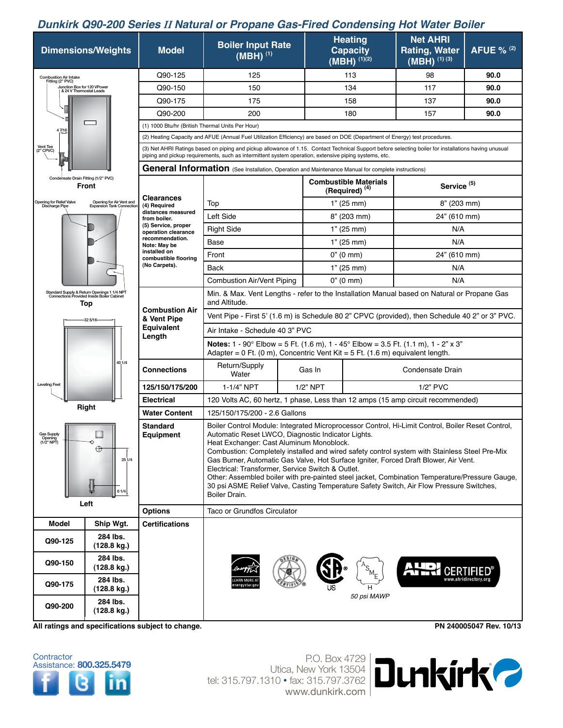## Dunkirk Q90-200 Series II Natural or Propane Gas-Fired Condensing Hot Water Boiler

**Dimensions/Weights**

Combustion Air Intake Fitting (2" PVC)
Junction Box for 120 VPower & 24 V Thermostat Leads
4 7/16
Vent Tee (2" CPVC)
Condensate Drain Fitting (1/2" PVC)
**Front**

Opening for Relief Valve Discharge Pipe
Opening for Air Vent and Expansion Tank Connection
Standard Supply & Return Openings 1 1/4 NPT Connections Provided Inside Boiler Cabinet
**Top**

32 5/16
40 1/4
Leveling Feet
**Right**

Gas Supply Opening (1/2" NPT)
25 1/4
6 1/4
**Left**

| Model | Boiler Input Rate (MBH) (1) | Heating Capacity (MBH) (1)(2) | Net AHRI Rating, Water (MBH) (1) (3) | AFUE % (2) |
|---|---|---|---|---|
| Q90-125 | 125 | 113 | 98 | **90.0** |
| Q90-150 | 150 | 134 | 117 | **90.0** |
| Q90-175 | 175 | 158 | 137 | **90.0** |
| Q90-200 | 200 | 180 | 157 | **90.0** |

(1) 1000 Btu/hr (British Thermal Units Per Hour)

(2) Heating Capacity and AFUE (Annual Fuel Utilization Efficiency) are based on DOE (Department of Energy) test procedures.

(3) Net AHRI Ratings based on piping and pickup allowance of 1.15. Contact Technical Support before selecting boiler for installations having unusual piping and pickup requirements, such as intermittent system operation, extensive piping systems, etc.

### General Information (See Installation, Operation and Maintenance Manual for complete instructions)

**Clearances** (4) Required distances measured from boiler. (5) Service, proper operation clearance recommendation. Note: May be installed on combustible flooring (No Carpets).

| | Combustible Materials (Required) (4) | Service (5) |
|---|---|---|
| Top | 1" (25 mm) | 8" (203 mm) |
| Left Side | 8" (203 mm) | 24" (610 mm) |
| Right Side | 1" (25 mm) | N/A |
| Base | 1" (25 mm) | N/A |
| Front | 0" (0 mm) | 24" (610 mm) |
| Back | 1" (25 mm) | N/A |
| Combustion Air/Vent Piping | 0" (0 mm) | N/A |

**Combustion Air & Vent Pipe Equivalent Length**

- Min. & Max. Vent Lengths - refer to the Installation Manual based on Natural or Propane Gas and Altitude.
- Vent Pipe - First 5' (1.6 m) is Schedule 80 2" CPVC (provided), then Schedule 40 2" or 3" PVC.
- Air Intake - Schedule 40 3" PVC
- **Notes:** 1 - 90° Elbow = 5 Ft. (1.6 m), 1 - 45° Elbow = 3.5 Ft. (1.1 m), 1 - 2" x 3" Adapter = 0 Ft. (0 m), Concentric Vent Kit = 5 Ft. (1.6 m) equivalent length.

| Connections | Return/Supply Water | Gas In | Condensate Drain |
|---|---|---|---|
| 125/150/175/200 | 1-1/4" NPT | 1/2" NPT | 1/2" PVC |

**Electrical:** 120 Volts AC, 60 hertz, 1 phase, Less than 12 amps (15 amp circuit recommended)

**Water Content:** 125/150/175/200 - 2.6 Gallons

**Standard Equipment:**
Boiler Control Module: Integrated Microprocessor Control, Hi-Limit Control, Boiler Reset Control, Automatic Reset LWCO, Diagnostic Indicator Lights.
Heat Exchanger: Cast Aluminum Monoblock.
Combustion: Completely installed and wired safety control system with Stainless Steel Pre-Mix Gas Burner, Automatic Gas Valve, Hot Surface Igniter, Forced Draft Blower, Air Vent.
Electrical: Transformer, Service Switch & Outlet.
Other: Assembled boiler with pre-painted steel jacket, Combination Temperature/Pressure Gauge, 30 psi ASME Relief Valve, Casting Temperature Safety Switch, Air Flow Pressure Switches, Boiler Drain.

**Options:** Taco or Grundfos Circulator

**Certifications:** energy star (LEARN MORE AT energystar.gov), Design Certified, CSA US, ASME H (50 psi MAWP), AHRI CERTIFIED www.ahridirectory.org

| Model | Ship Wgt. |
|---|---|
| Q90-125 | 284 lbs. (128.8 kg.) |
| Q90-150 | 284 lbs. (128.8 kg.) |
| Q90-175 | 284 lbs. (128.8 kg.) |
| Q90-200 | 284 lbs. (128.8 kg.) |

**All ratings and specifications subject to change.**

**PN 240005047 Rev. 10/13**

Contractor Assistance: **800.325.5479**

P.O. Box 4729
Utica, New York 13504
tel: 315.797.1310 • fax: 315.797.3762
www.dunkirk.com

Dunkirk